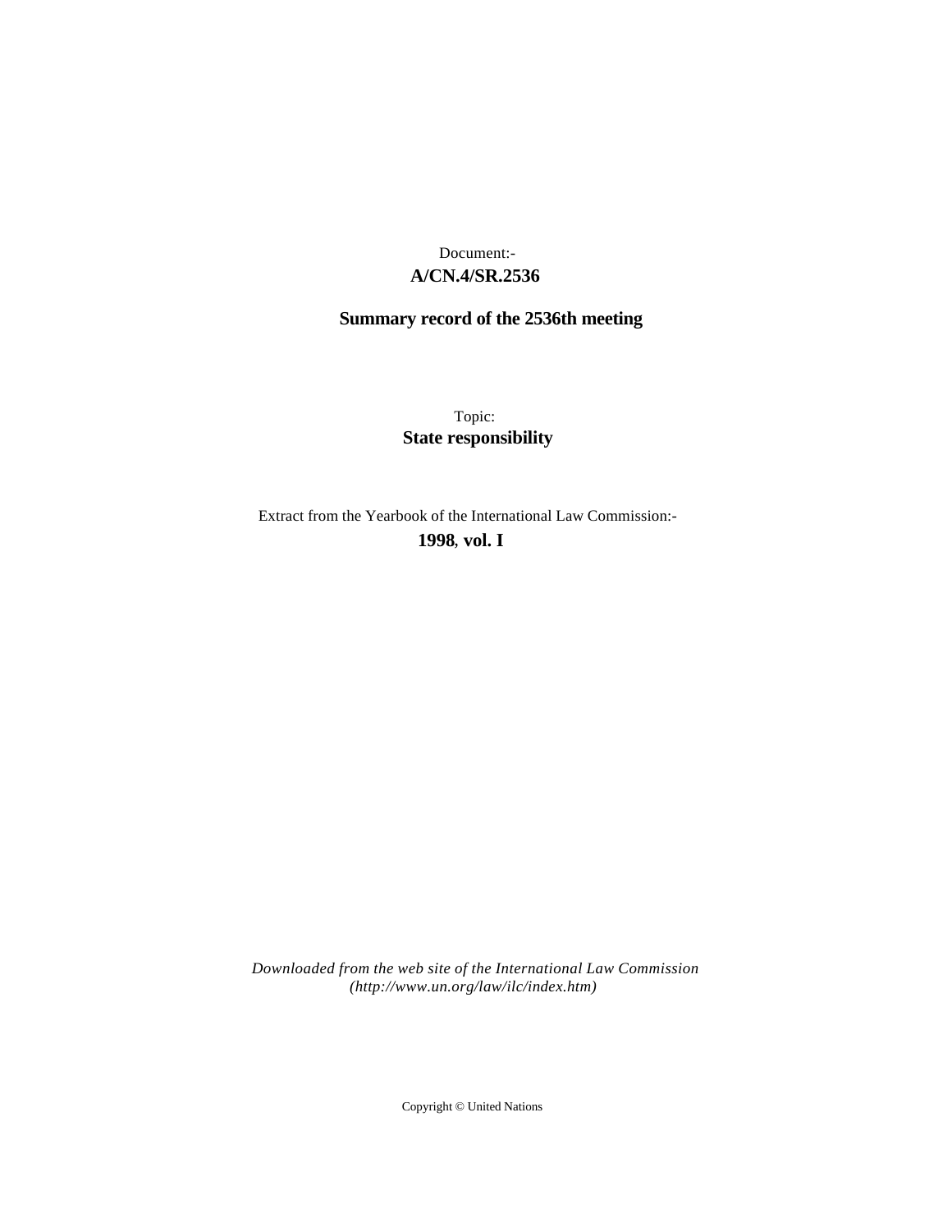Document:-

**A/CN.4/SR.2536**

**Summary record of the 2536th meeting**

Topic:

**State responsibility**

Extract from the Yearbook of the International Law Commission:-

**1998**, **vol. I**

*Downloaded from the web site of the International Law Commission (http://www.un.org/law/ilc/index.htm)*

Copyright © United Nations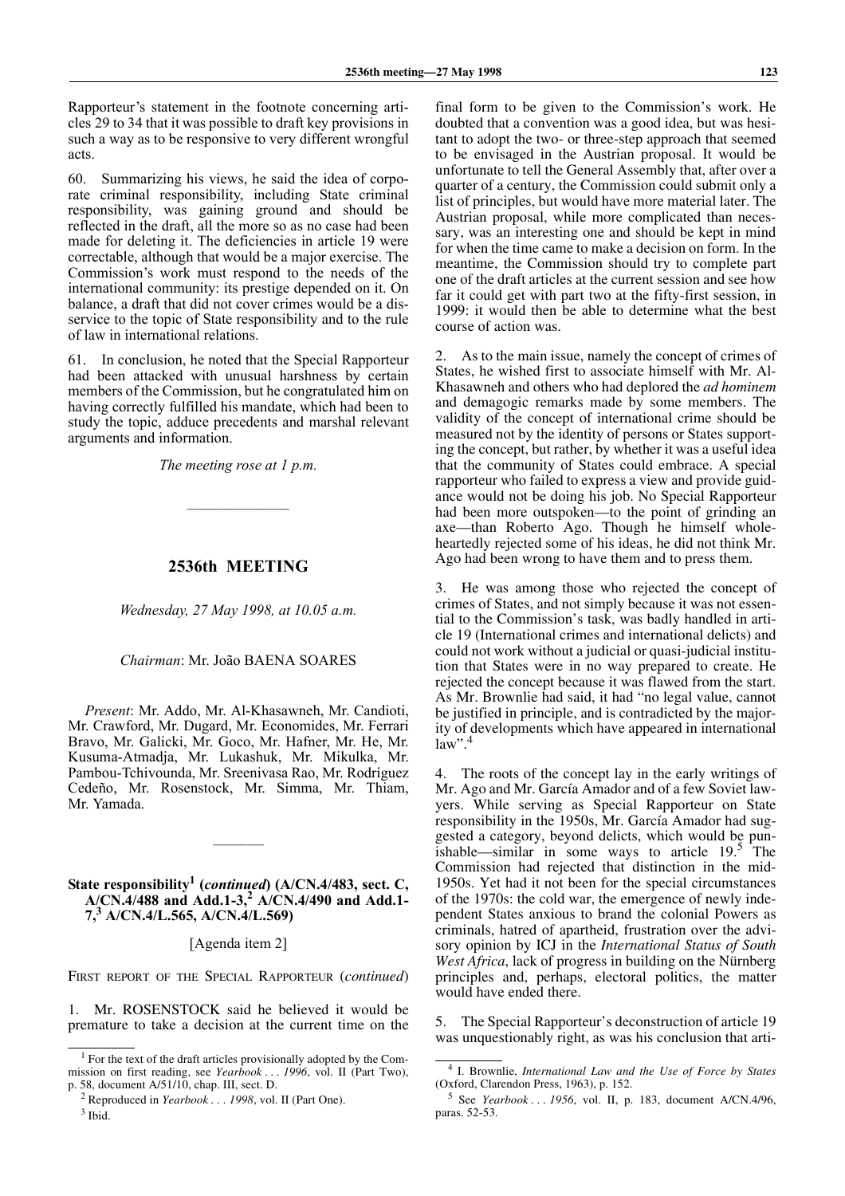Rapporteur's statement in the footnote concerning articles 29 to 34 that it was possible to draft key provisions in such a way as to be responsive to very different wrongful acts.

60. Summarizing his views, he said the idea of corporate criminal responsibility, including State criminal responsibility, was gaining ground and should be reflected in the draft, all the more so as no case had been made for deleting it. The deficiencies in article 19 were correctable, although that would be a major exercise. The Commission's work must respond to the needs of the international community: its prestige depended on it. On balance, a draft that did not cover crimes would be a disservice to the topic of State responsibility and to the rule of law in international relations.

61. In conclusion, he noted that the Special Rapporteur had been attacked with unusual harshness by certain members of the Commission, but he congratulated him on having correctly fulfilled his mandate, which had been to study the topic, adduce precedents and marshal relevant arguments and information.

*The meeting rose at 1 p.m.*

---

## 2536th MEETING

*Wednesday, 27 May 1998, at 10.05 a.m.*

*Chairman*: Mr. João BAENA SOARES

*Present*: Mr. Addo, Mr. Al-Khasawneh, Mr. Candioti, Mr. Crawford, Mr. Dugard, Mr. Economides, Mr. Ferrari Bravo, Mr. Galicki, Mr. Goco, Mr. Hafner, Mr. He, Mr. Kusuma-Atmadja, Mr. Lukashuk, Mr. Mikulka, Mr. Pambou-Tchivounda, Mr. Sreenivasa Rao, Mr. Rodríguez Cedeño, Mr. Rosenstock, Mr. Simma, Mr. Thiam, Mr. Yamada.

---

### State responsibility[1] (*continued*) (A/CN.4/483, sect. C, A/CN.4/488 and Add.1-3,[2] A/CN.4/490 and Add.1-7,[3] A/CN.4/L.565, A/CN.4/L.569)

[Agenda item 2]

FIRST REPORT OF THE SPECIAL RAPPORTEUR (*continued*)

1. Mr. ROSENSTOCK said he believed it would be premature to take a decision at the current time on the final form to be given to the Commission's work. He doubted that a convention was a good idea, but was hesitant to adopt the two- or three-step approach that seemed to be envisaged in the Austrian proposal. It would be unfortunate to tell the General Assembly that, after over a quarter of a century, the Commission could submit only a list of principles, but would have more material later. The Austrian proposal, while more complicated than necessary, was an interesting one and should be kept in mind for when the time came to make a decision on form. In the meantime, the Commission should try to complete part one of the draft articles at the current session and see how far it could get with part two at the fifty-first session, in 1999: it would then be able to determine what the best course of action was.

2. As to the main issue, namely the concept of crimes of States, he wished first to associate himself with Mr. Al-Khasawneh and others who had deplored the *ad hominem* and demagogic remarks made by some members. The validity of the concept of international crime should be measured not by the identity of persons or States supporting the concept, but rather, by whether it was a useful idea that the community of States could embrace. A special rapporteur who failed to express a view and provide guidance would not be doing his job. No Special Rapporteur had been more outspoken—to the point of grinding an axe—than Roberto Ago. Though he himself wholeheartedly rejected some of his ideas, he did not think Mr. Ago had been wrong to have them and to press them.

3. He was among those who rejected the concept of crimes of States, and not simply because it was not essential to the Commission's task, was badly handled in article 19 (International crimes and international delicts) and could not work without a judicial or quasi-judicial institution that States were in no way prepared to create. He rejected the concept because it was flawed from the start. As Mr. Brownlie had said, it had "no legal value, cannot be justified in principle, and is contradicted by the majority of developments which have appeared in international law".[4]

4. The roots of the concept lay in the early writings of Mr. Ago and Mr. García Amador and of a few Soviet lawyers. While serving as Special Rapporteur on State responsibility in the 1950s, Mr. García Amador had suggested a category, beyond delicts, which would be punishable—similar in some ways to article 19.[5] The Commission had rejected that distinction in the mid-1950s. Yet had it not been for the special circumstances of the 1970s: the cold war, the emergence of newly independent States anxious to brand the colonial Powers as criminals, hatred of apartheid, frustration over the advisory opinion by ICJ in the *International Status of South West Africa*, lack of progress in building on the Nürnberg principles and, perhaps, electoral politics, the matter would have ended there.

5. The Special Rapporteur's deconstruction of article 19 was unquestionably right, as was his conclusion that arti-

---

[1] For the text of the draft articles provisionally adopted by the Commission on first reading, see *Yearbook . . . 1996*, vol. II (Part Two), p. 58, document A/51/10, chap. III, sect. D.

[2] Reproduced in *Yearbook . . . 1998*, vol. II (Part One).

[3] Ibid.

[4] I. Brownlie, *International Law and the Use of Force by States* (Oxford, Clarendon Press, 1963), p. 152.

[5] See *Yearbook . . . 1956*, vol. II, p. 183, document A/CN.4/96, paras. 52-53.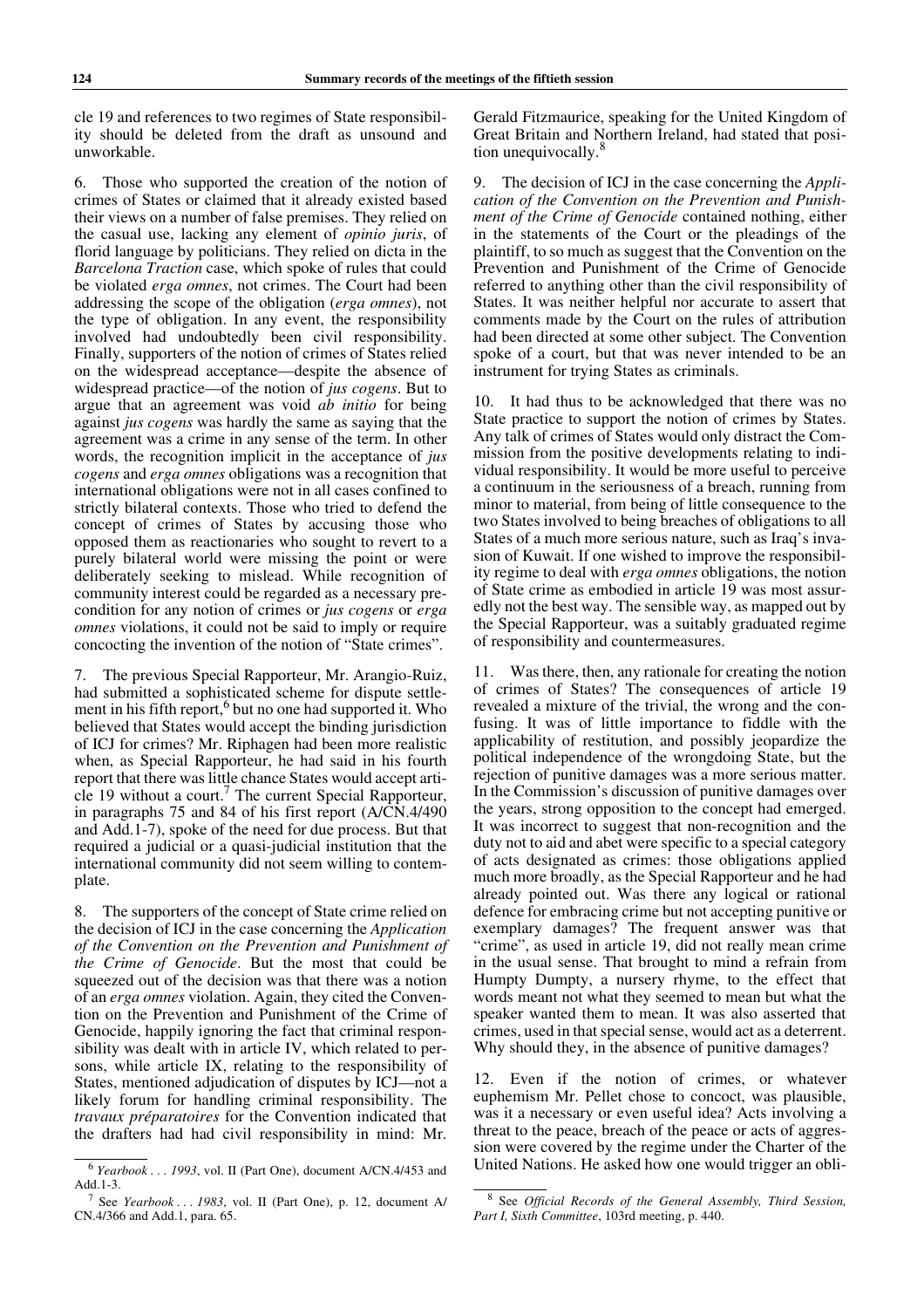cle 19 and references to two regimes of State responsibility should be deleted from the draft as unsound and unworkable.

6. Those who supported the creation of the notion of crimes of States or claimed that it already existed based their views on a number of false premises. They relied on the casual use, lacking any element of *opinio juris*, of florid language by politicians. They relied on dicta in the *Barcelona Traction* case, which spoke of rules that could be violated *erga omnes*, not crimes. The Court had been addressing the scope of the obligation (*erga omnes*), not the type of obligation. In any event, the responsibility involved had undoubtedly been civil responsibility. Finally, supporters of the notion of crimes of States relied on the widespread acceptance—despite the absence of widespread practice—of the notion of *jus cogens*. But to argue that an agreement was void *ab initio* for being against *jus cogens* was hardly the same as saying that the agreement was a crime in any sense of the term. In other words, the recognition implicit in the acceptance of *jus cogens* and *erga omnes* obligations was a recognition that international obligations were not in all cases confined to strictly bilateral contexts. Those who tried to defend the concept of crimes of States by accusing those who opposed them as reactionaries who sought to revert to a purely bilateral world were missing the point or were deliberately seeking to mislead. While recognition of community interest could be regarded as a necessary precondition for any notion of crimes or *jus cogens* or *erga omnes* violations, it could not be said to imply or require concocting the invention of the notion of "State crimes".

7. The previous Special Rapporteur, Mr. Arangio-Ruiz, had submitted a sophisticated scheme for dispute settlement in his fifth report,[6] but no one had supported it. Who believed that States would accept the binding jurisdiction of ICJ for crimes? Mr. Riphagen had been more realistic when, as Special Rapporteur, he had said in his fourth report that there was little chance States would accept article 19 without a court.[7] The current Special Rapporteur, in paragraphs 75 and 84 of his first report (A/CN.4/490 and Add.1-7), spoke of the need for due process. But that required a judicial or a quasi-judicial institution that the international community did not seem willing to contemplate.

8. The supporters of the concept of State crime relied on the decision of ICJ in the case concerning the *Application of the Convention on the Prevention and Punishment of the Crime of Genocide*. But the most that could be squeezed out of the decision was that there was a notion of an *erga omnes* violation. Again, they cited the Convention on the Prevention and Punishment of the Crime of Genocide, happily ignoring the fact that criminal responsibility was dealt with in article IV, which related to persons, while article IX, relating to the responsibility of States, mentioned adjudication of disputes by ICJ—not a likely forum for handling criminal responsibility. The *travaux préparatoires* for the Convention indicated that the drafters had had civil responsibility in mind: Mr. Gerald Fitzmaurice, speaking for the United Kingdom of Great Britain and Northern Ireland, had stated that position unequivocally.[8]

9. The decision of ICJ in the case concerning the *Application of the Convention on the Prevention and Punishment of the Crime of Genocide* contained nothing, either in the statements of the Court or the pleadings of the plaintiff, to so much as suggest that the Convention on the Prevention and Punishment of the Crime of Genocide referred to anything other than the civil responsibility of States. It was neither helpful nor accurate to assert that comments made by the Court on the rules of attribution had been directed at some other subject. The Convention spoke of a court, but that was never intended to be an instrument for trying States as criminals.

10. It had thus to be acknowledged that there was no State practice to support the notion of crimes by States. Any talk of crimes of States would only distract the Commission from the positive developments relating to individual responsibility. It would be more useful to perceive a continuum in the seriousness of a breach, running from minor to material, from being of little consequence to the two States involved to being breaches of obligations to all States of a much more serious nature, such as Iraq's invasion of Kuwait. If one wished to improve the responsibility regime to deal with *erga omnes* obligations, the notion of State crime as embodied in article 19 was most assuredly not the best way. The sensible way, as mapped out by the Special Rapporteur, was a suitably graduated regime of responsibility and countermeasures.

11. Was there, then, any rationale for creating the notion of crimes of States? The consequences of article 19 revealed a mixture of the trivial, the wrong and the confusing. It was of little importance to fiddle with the applicability of restitution, and possibly jeopardize the political independence of the wrongdoing State, but the rejection of punitive damages was a more serious matter. In the Commission's discussion of punitive damages over the years, strong opposition to the concept had emerged. It was incorrect to suggest that non-recognition and the duty not to aid and abet were specific to a special category of acts designated as crimes: those obligations applied much more broadly, as the Special Rapporteur and he had already pointed out. Was there any logical or rational defence for embracing crime but not accepting punitive or exemplary damages? The frequent answer was that "crime", as used in article 19, did not really mean crime in the usual sense. That brought to mind a refrain from Humpty Dumpty, a nursery rhyme, to the effect that words meant not what they seemed to mean but what the speaker wanted them to mean. It was also asserted that crimes, used in that special sense, would act as a deterrent. Why should they, in the absence of punitive damages?

12. Even if the notion of crimes, or whatever euphemism Mr. Pellet chose to concoct, was plausible, was it a necessary or even useful idea? Acts involving a threat to the peace, breach of the peace or acts of aggression were covered by the regime under the Charter of the United Nations. He asked how one would trigger an obli-

---

[6] *Yearbook . . . 1993*, vol. II (Part One), document A/CN.4/453 and Add.1-3.

[7] See *Yearbook . . . 1983*, vol. II (Part One), p. 12, document A/CN.4/366 and Add.1, para. 65.

[8] See *Official Records of the General Assembly, Third Session, Part I, Sixth Committee*, 103rd meeting, p. 440.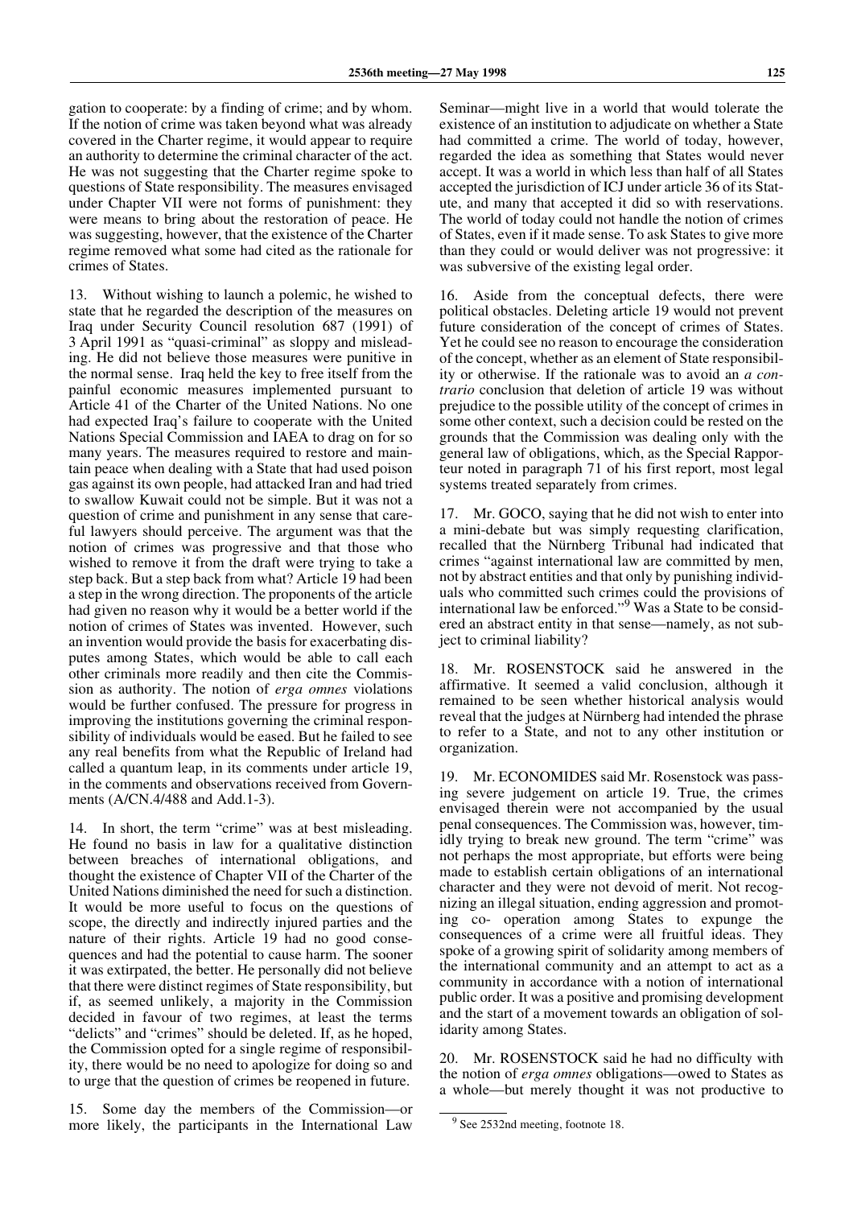gation to cooperate: by a finding of crime; and by whom. If the notion of crime was taken beyond what was already covered in the Charter regime, it would appear to require an authority to determine the criminal character of the act. He was not suggesting that the Charter regime spoke to questions of State responsibility. The measures envisaged under Chapter VII were not forms of punishment: they were means to bring about the restoration of peace. He was suggesting, however, that the existence of the Charter regime removed what some had cited as the rationale for crimes of States.

13. Without wishing to launch a polemic, he wished to state that he regarded the description of the measures on Iraq under Security Council resolution 687 (1991) of 3 April 1991 as "quasi-criminal" as sloppy and misleading. He did not believe those measures were punitive in the normal sense. Iraq held the key to free itself from the painful economic measures implemented pursuant to Article 41 of the Charter of the United Nations. No one had expected Iraq's failure to cooperate with the United Nations Special Commission and IAEA to drag on for so many years. The measures required to restore and maintain peace when dealing with a State that had used poison gas against its own people, had attacked Iran and had tried to swallow Kuwait could not be simple. But it was not a question of crime and punishment in any sense that careful lawyers should perceive. The argument was that the notion of crimes was progressive and that those who wished to remove it from the draft were trying to take a step back. But a step back from what? Article 19 had been a step in the wrong direction. The proponents of the article had given no reason why it would be a better world if the notion of crimes of States was invented. However, such an invention would provide the basis for exacerbating disputes among States, which would be able to call each other criminals more readily and then cite the Commission as authority. The notion of *erga omnes* violations would be further confused. The pressure for progress in improving the institutions governing the criminal responsibility of individuals would be eased. But he failed to see any real benefits from what the Republic of Ireland had called a quantum leap, in its comments under article 19, in the comments and observations received from Governments (A/CN.4/488 and Add.1-3).

14. In short, the term "crime" was at best misleading. He found no basis in law for a qualitative distinction between breaches of international obligations, and thought the existence of Chapter VII of the Charter of the United Nations diminished the need for such a distinction. It would be more useful to focus on the questions of scope, the directly and indirectly injured parties and the nature of their rights. Article 19 had no good consequences and had the potential to cause harm. The sooner it was extirpated, the better. He personally did not believe that there were distinct regimes of State responsibility, but if, as seemed unlikely, a majority in the Commission decided in favour of two regimes, at least the terms "delicts" and "crimes" should be deleted. If, as he hoped, the Commission opted for a single regime of responsibility, there would be no need to apologize for doing so and to urge that the question of crimes be reopened in future.

15. Some day the members of the Commission—or more likely, the participants in the International Law Seminar—might live in a world that would tolerate the existence of an institution to adjudicate on whether a State had committed a crime. The world of today, however, regarded the idea as something that States would never accept. It was a world in which less than half of all States accepted the jurisdiction of ICJ under article 36 of its Statute, and many that accepted it did so with reservations. The world of today could not handle the notion of crimes of States, even if it made sense. To ask States to give more than they could or would deliver was not progressive: it was subversive of the existing legal order.

16. Aside from the conceptual defects, there were political obstacles. Deleting article 19 would not prevent future consideration of the concept of crimes of States. Yet he could see no reason to encourage the consideration of the concept, whether as an element of State responsibility or otherwise. If the rationale was to avoid an *a contrario* conclusion that deletion of article 19 was without prejudice to the possible utility of the concept of crimes in some other context, such a decision could be rested on the grounds that the Commission was dealing only with the general law of obligations, which, as the Special Rapporteur noted in paragraph 71 of his first report, most legal systems treated separately from crimes.

17. Mr. GOCO, saying that he did not wish to enter into a mini-debate but was simply requesting clarification, recalled that the Nürnberg Tribunal had indicated that crimes "against international law are committed by men, not by abstract entities and that only by punishing individuals who committed such crimes could the provisions of international law be enforced."[9] Was a State to be considered an abstract entity in that sense—namely, as not subject to criminal liability?

18. Mr. ROSENSTOCK said he answered in the affirmative. It seemed a valid conclusion, although it remained to be seen whether historical analysis would reveal that the judges at Nürnberg had intended the phrase to refer to a State, and not to any other institution or organization.

19. Mr. ECONOMIDES said Mr. Rosenstock was passing severe judgement on article 19. True, the crimes envisaged therein were not accompanied by the usual penal consequences. The Commission was, however, timidly trying to break new ground. The term "crime" was not perhaps the most appropriate, but efforts were being made to establish certain obligations of an international character and they were not devoid of merit. Not recognizing an illegal situation, ending aggression and promoting co- operation among States to expunge the consequences of a crime were all fruitful ideas. They spoke of a growing spirit of solidarity among members of the international community and an attempt to act as a community in accordance with a notion of international public order. It was a positive and promising development and the start of a movement towards an obligation of solidarity among States.

20. Mr. ROSENSTOCK said he had no difficulty with the notion of *erga omnes* obligations—owed to States as a whole—but merely thought it was not productive to

---

[9] See 2532nd meeting, footnote 18.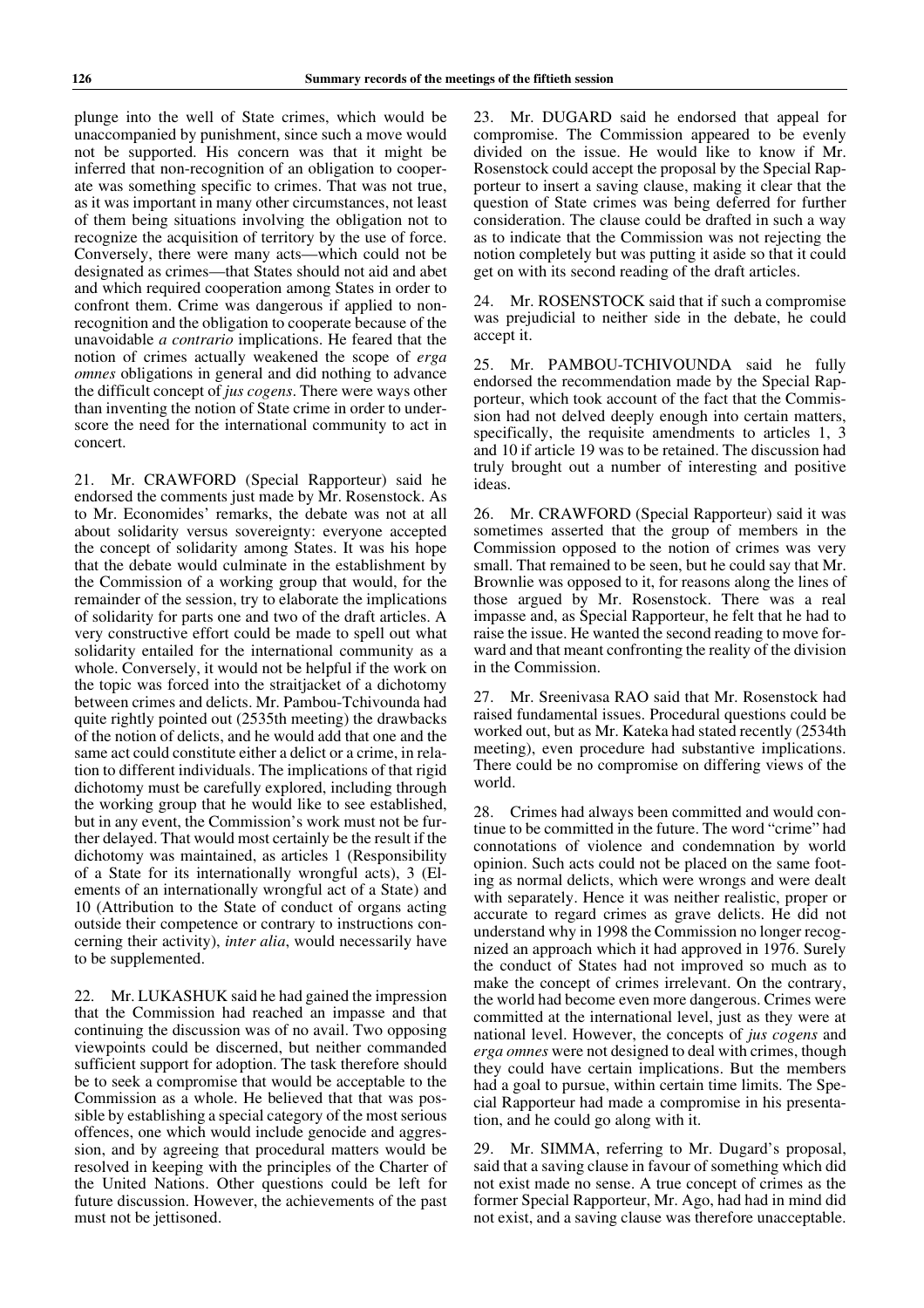plunge into the well of State crimes, which would be unaccompanied by punishment, since such a move would not be supported. His concern was that it might be inferred that non-recognition of an obligation to cooperate was something specific to crimes. That was not true, as it was important in many other circumstances, not least of them being situations involving the obligation not to recognize the acquisition of territory by the use of force. Conversely, there were many acts—which could not be designated as crimes—that States should not aid and abet and which required cooperation among States in order to confront them. Crime was dangerous if applied to non-recognition and the obligation to cooperate because of the unavoidable *a contrario* implications. He feared that the notion of crimes actually weakened the scope of *erga omnes* obligations in general and did nothing to advance the difficult concept of *jus cogens*. There were ways other than inventing the notion of State crime in order to underscore the need for the international community to act in concert.

21. Mr. CRAWFORD (Special Rapporteur) said he endorsed the comments just made by Mr. Rosenstock. As to Mr. Economides' remarks, the debate was not at all about solidarity versus sovereignty: everyone accepted the concept of solidarity among States. It was his hope that the debate would culminate in the establishment by the Commission of a working group that would, for the remainder of the session, try to elaborate the implications of solidarity for parts one and two of the draft articles. A very constructive effort could be made to spell out what solidarity entailed for the international community as a whole. Conversely, it would not be helpful if the work on the topic was forced into the straitjacket of a dichotomy between crimes and delicts. Mr. Pambou-Tchivounda had quite rightly pointed out (2535th meeting) the drawbacks of the notion of delicts, and he would add that one and the same act could constitute either a delict or a crime, in relation to different individuals. The implications of that rigid dichotomy must be carefully explored, including through the working group that he would like to see established, but in any event, the Commission's work must not be further delayed. That would most certainly be the result if the dichotomy was maintained, as articles 1 (Responsibility of a State for its internationally wrongful acts), 3 (Elements of an internationally wrongful act of a State) and 10 (Attribution to the State of conduct of organs acting outside their competence or contrary to instructions concerning their activity), *inter alia*, would necessarily have to be supplemented.

22. Mr. LUKASHUK said he had gained the impression that the Commission had reached an impasse and that continuing the discussion was of no avail. Two opposing viewpoints could be discerned, but neither commanded sufficient support for adoption. The task therefore should be to seek a compromise that would be acceptable to the Commission as a whole. He believed that that was possible by establishing a special category of the most serious offences, one which would include genocide and aggression, and by agreeing that procedural matters would be resolved in keeping with the principles of the Charter of the United Nations. Other questions could be left for future discussion. However, the achievements of the past must not be jettisoned.

23. Mr. DUGARD said he endorsed that appeal for compromise. The Commission appeared to be evenly divided on the issue. He would like to know if Mr. Rosenstock could accept the proposal by the Special Rapporteur to insert a saving clause, making it clear that the question of State crimes was being deferred for further consideration. The clause could be drafted in such a way as to indicate that the Commission was not rejecting the notion completely but was putting it aside so that it could get on with its second reading of the draft articles.

24. Mr. ROSENSTOCK said that if such a compromise was prejudicial to neither side in the debate, he could accept it.

25. Mr. PAMBOU-TCHIVOUNDA said he fully endorsed the recommendation made by the Special Rapporteur, which took account of the fact that the Commission had not delved deeply enough into certain matters, specifically, the requisite amendments to articles 1, 3 and 10 if article 19 was to be retained. The discussion had truly brought out a number of interesting and positive ideas.

26. Mr. CRAWFORD (Special Rapporteur) said it was sometimes asserted that the group of members in the Commission opposed to the notion of crimes was very small. That remained to be seen, but he could say that Mr. Brownlie was opposed to it, for reasons along the lines of those argued by Mr. Rosenstock. There was a real impasse and, as Special Rapporteur, he felt that he had to raise the issue. He wanted the second reading to move forward and that meant confronting the reality of the division in the Commission.

27. Mr. Sreenivasa RAO said that Mr. Rosenstock had raised fundamental issues. Procedural questions could be worked out, but as Mr. Kateka had stated recently (2534th meeting), even procedure had substantive implications. There could be no compromise on differing views of the world.

28. Crimes had always been committed and would continue to be committed in the future. The word "crime" had connotations of violence and condemnation by world opinion. Such acts could not be placed on the same footing as normal delicts, which were wrongs and were dealt with separately. Hence it was neither realistic, proper or accurate to regard crimes as grave delicts. He did not understand why in 1998 the Commission no longer recognized an approach which it had approved in 1976. Surely the conduct of States had not improved so much as to make the concept of crimes irrelevant. On the contrary, the world had become even more dangerous. Crimes were committed at the international level, just as they were at national level. However, the concepts of *jus cogens* and *erga omnes* were not designed to deal with crimes, though they could have certain implications. But the members had a goal to pursue, within certain time limits. The Special Rapporteur had made a compromise in his presentation, and he could go along with it.

29. Mr. SIMMA, referring to Mr. Dugard's proposal, said that a saving clause in favour of something which did not exist made no sense. A true concept of crimes as the former Special Rapporteur, Mr. Ago, had had in mind did not exist, and a saving clause was therefore unacceptable.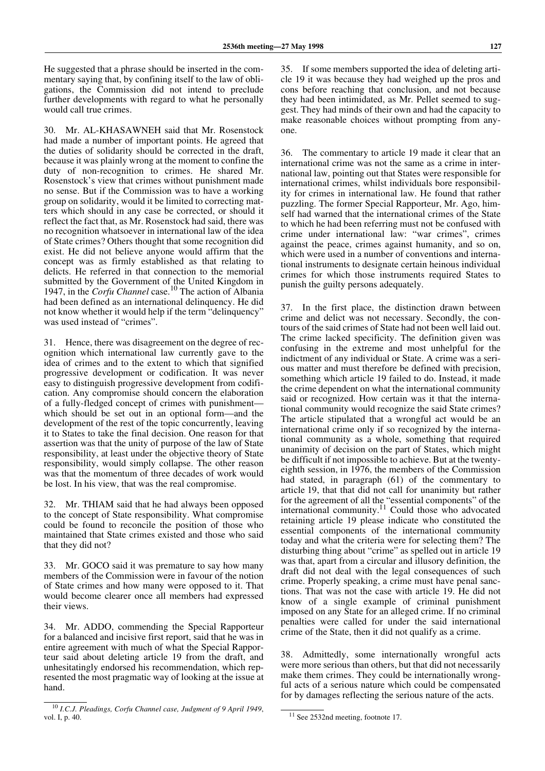He suggested that a phrase should be inserted in the commentary saying that, by confining itself to the law of obligations, the Commission did not intend to preclude further developments with regard to what he personally would call true crimes.

30. Mr. AL-KHASAWNEH said that Mr. Rosenstock had made a number of important points. He agreed that the duties of solidarity should be corrected in the draft, because it was plainly wrong at the moment to confine the duty of non-recognition to crimes. He shared Mr. Rosenstock's view that crimes without punishment made no sense. But if the Commission was to have a working group on solidarity, would it be limited to correcting matters which should in any case be corrected, or should it reflect the fact that, as Mr. Rosenstock had said, there was no recognition whatsoever in international law of the idea of State crimes? Others thought that some recognition did exist. He did not believe anyone would affirm that the concept was as firmly established as that relating to delicts. He referred in that connection to the memorial submitted by the Government of the United Kingdom in 1947, in the *Corfu Channel* case.[10] The action of Albania had been defined as an international delinquency. He did not know whether it would help if the term "delinquency" was used instead of "crimes".

31. Hence, there was disagreement on the degree of recognition which international law currently gave to the idea of crimes and to the extent to which that signified progressive development or codification. It was never easy to distinguish progressive development from codification. Any compromise should concern the elaboration of a fully-fledged concept of crimes with punishment—which should be set out in an optional form—and the development of the rest of the topic concurrently, leaving it to States to take the final decision. One reason for that assertion was that the unity of purpose of the law of State responsibility, at least under the objective theory of State responsibility, would simply collapse. The other reason was that the momentum of three decades of work would be lost. In his view, that was the real compromise.

32. Mr. THIAM said that he had always been opposed to the concept of State responsibility. What compromise could be found to reconcile the position of those who maintained that State crimes existed and those who said that they did not?

33. Mr. GOCO said it was premature to say how many members of the Commission were in favour of the notion of State crimes and how many were opposed to it. That would become clearer once all members had expressed their views.

34. Mr. ADDO, commending the Special Rapporteur for a balanced and incisive first report, said that he was in entire agreement with much of what the Special Rapporteur said about deleting article 19 from the draft, and unhesitatingly endorsed his recommendation, which represented the most pragmatic way of looking at the issue at hand.

35. If some members supported the idea of deleting article 19 it was because they had weighed up the pros and cons before reaching that conclusion, and not because they had been intimidated, as Mr. Pellet seemed to suggest. They had minds of their own and had the capacity to make reasonable choices without prompting from anyone.

36. The commentary to article 19 made it clear that an international crime was not the same as a crime in international law, pointing out that States were responsible for international crimes, whilst individuals bore responsibility for crimes in international law. He found that rather puzzling. The former Special Rapporteur, Mr. Ago, himself had warned that the international crimes of the State to which he had been referring must not be confused with crime under international law: "war crimes", crimes against the peace, crimes against humanity, and so on, which were used in a number of conventions and international instruments to designate certain heinous individual crimes for which those instruments required States to punish the guilty persons adequately.

37. In the first place, the distinction drawn between crime and delict was not necessary. Secondly, the contours of the said crimes of State had not been well laid out. The crime lacked specificity. The definition given was confusing in the extreme and most unhelpful for the indictment of any individual or State. A crime was a serious matter and must therefore be defined with precision, something which article 19 failed to do. Instead, it made the crime dependent on what the international community said or recognized. How certain was it that the international community would recognize the said State crimes? The article stipulated that a wrongful act would be an international crime only if so recognized by the international community as a whole, something that required unanimity of decision on the part of States, which might be difficult if not impossible to achieve. But at the twenty-eighth session, in 1976, the members of the Commission had stated, in paragraph (61) of the commentary to article 19, that that did not call for unanimity but rather for the agreement of all the "essential components" of the international community.[11] Could those who advocated retaining article 19 please indicate who constituted the essential components of the international community today and what the criteria were for selecting them? The disturbing thing about "crime" as spelled out in article 19 was that, apart from a circular and illusory definition, the draft did not deal with the legal consequences of such crime. Properly speaking, a crime must have penal sanctions. That was not the case with article 19. He did not know of a single example of criminal punishment imposed on any State for an alleged crime. If no criminal penalties were called for under the said international crime of the State, then it did not qualify as a crime.

38. Admittedly, some internationally wrongful acts were more serious than others, but that did not necessarily make them crimes. They could be internationally wrongful acts of a serious nature which could be compensated for by damages reflecting the serious nature of the acts.

---

[10] *I.C.J. Pleadings, Corfu Channel case, Judgment of 9 April 1949*, vol. I, p. 40.

[11] See 2532nd meeting, footnote 17.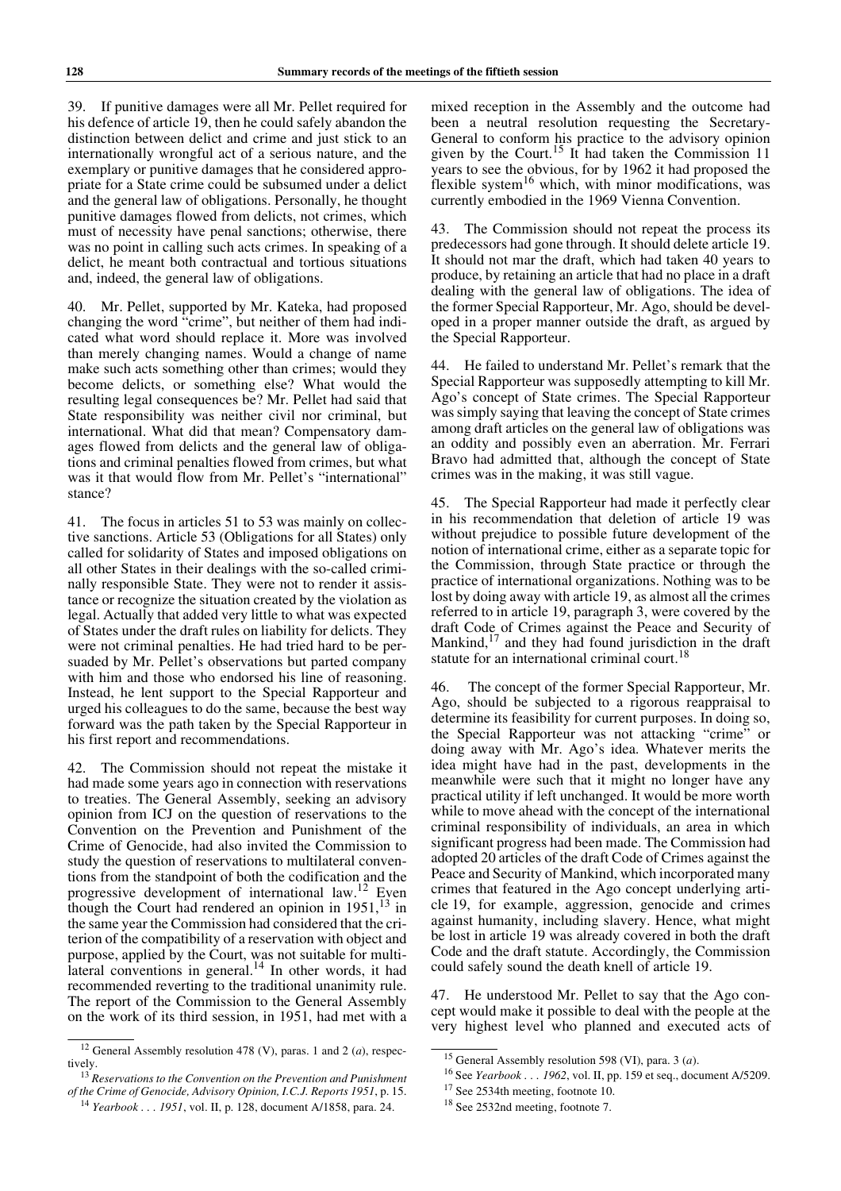39. If punitive damages were all Mr. Pellet required for his defence of article 19, then he could safely abandon the distinction between delict and crime and just stick to an internationally wrongful act of a serious nature, and the exemplary or punitive damages that he considered appropriate for a State crime could be subsumed under a delict and the general law of obligations. Personally, he thought punitive damages flowed from delicts, not crimes, which must of necessity have penal sanctions; otherwise, there was no point in calling such acts crimes. In speaking of a delict, he meant both contractual and tortious situations and, indeed, the general law of obligations.

40. Mr. Pellet, supported by Mr. Kateka, had proposed changing the word "crime", but neither of them had indicated what word should replace it. More was involved than merely changing names. Would a change of name make such acts something other than crimes; would they become delicts, or something else? What would the resulting legal consequences be? Mr. Pellet had said that State responsibility was neither civil nor criminal, but international. What did that mean? Compensatory damages flowed from delicts and the general law of obligations and criminal penalties flowed from crimes, but what was it that would flow from Mr. Pellet's "international" stance?

41. The focus in articles 51 to 53 was mainly on collective sanctions. Article 53 (Obligations for all States) only called for solidarity of States and imposed obligations on all other States in their dealings with the so-called criminally responsible State. They were not to render it assistance or recognize the situation created by the violation as legal. Actually that added very little to what was expected of States under the draft rules on liability for delicts. They were not criminal penalties. He had tried hard to be persuaded by Mr. Pellet's observations but parted company with him and those who endorsed his line of reasoning. Instead, he lent support to the Special Rapporteur and urged his colleagues to do the same, because the best way forward was the path taken by the Special Rapporteur in his first report and recommendations.

42. The Commission should not repeat the mistake it had made some years ago in connection with reservations to treaties. The General Assembly, seeking an advisory opinion from ICJ on the question of reservations to the Convention on the Prevention and Punishment of the Crime of Genocide, had also invited the Commission to study the question of reservations to multilateral conventions from the standpoint of both the codification and the progressive development of international law.[12] Even though the Court had rendered an opinion in 1951,[13] in the same year the Commission had considered that the criterion of the compatibility of a reservation with object and purpose, applied by the Court, was not suitable for multilateral conventions in general.[14] In other words, it had recommended reverting to the traditional unanimity rule. The report of the Commission to the General Assembly on the work of its third session, in 1951, had met with a mixed reception in the Assembly and the outcome had been a neutral resolution requesting the Secretary-General to conform his practice to the advisory opinion given by the Court.[15] It had taken the Commission 11 years to see the obvious, for by 1962 it had proposed the flexible system[16] which, with minor modifications, was currently embodied in the 1969 Vienna Convention.

43. The Commission should not repeat the process its predecessors had gone through. It should delete article 19. It should not mar the draft, which had taken 40 years to produce, by retaining an article that had no place in a draft dealing with the general law of obligations. The idea of the former Special Rapporteur, Mr. Ago, should be developed in a proper manner outside the draft, as argued by the Special Rapporteur.

44. He failed to understand Mr. Pellet's remark that the Special Rapporteur was supposedly attempting to kill Mr. Ago's concept of State crimes. The Special Rapporteur was simply saying that leaving the concept of State crimes among draft articles on the general law of obligations was an oddity and possibly even an aberration. Mr. Ferrari Bravo had admitted that, although the concept of State crimes was in the making, it was still vague.

45. The Special Rapporteur had made it perfectly clear in his recommendation that deletion of article 19 was without prejudice to possible future development of the notion of international crime, either as a separate topic for the Commission, through State practice or through the practice of international organizations. Nothing was to be lost by doing away with article 19, as almost all the crimes referred to in article 19, paragraph 3, were covered by the draft Code of Crimes against the Peace and Security of Mankind,[17] and they had found jurisdiction in the draft statute for an international criminal court.[18]

46. The concept of the former Special Rapporteur, Mr. Ago, should be subjected to a rigorous reappraisal to determine its feasibility for current purposes. In doing so, the Special Rapporteur was not attacking "crime" or doing away with Mr. Ago's idea. Whatever merits the idea might have had in the past, developments in the meanwhile were such that it might no longer have any practical utility if left unchanged. It would be more worth while to move ahead with the concept of the international criminal responsibility of individuals, an area in which significant progress had been made. The Commission had adopted 20 articles of the draft Code of Crimes against the Peace and Security of Mankind, which incorporated many crimes that featured in the Ago concept underlying article 19, for example, aggression, genocide and crimes against humanity, including slavery. Hence, what might be lost in article 19 was already covered in both the draft Code and the draft statute. Accordingly, the Commission could safely sound the death knell of article 19.

47. He understood Mr. Pellet to say that the Ago concept would make it possible to deal with the people at the very highest level who planned and executed acts of

---

[12] General Assembly resolution 478 (V), paras. 1 and 2 (*a*), respectively.

[13] *Reservations to the Convention on the Prevention and Punishment of the Crime of Genocide, Advisory Opinion, I.C.J. Reports 1951*, p. 15.

[14] *Yearbook . . . 1951*, vol. II, p. 128, document A/1858, para. 24.

[15] General Assembly resolution 598 (VI), para. 3 (*a*).

[16] See *Yearbook . . . 1962*, vol. II, pp. 159 et seq., document A/5209.

[17] See 2534th meeting, footnote 10.

[18] See 2532nd meeting, footnote 7.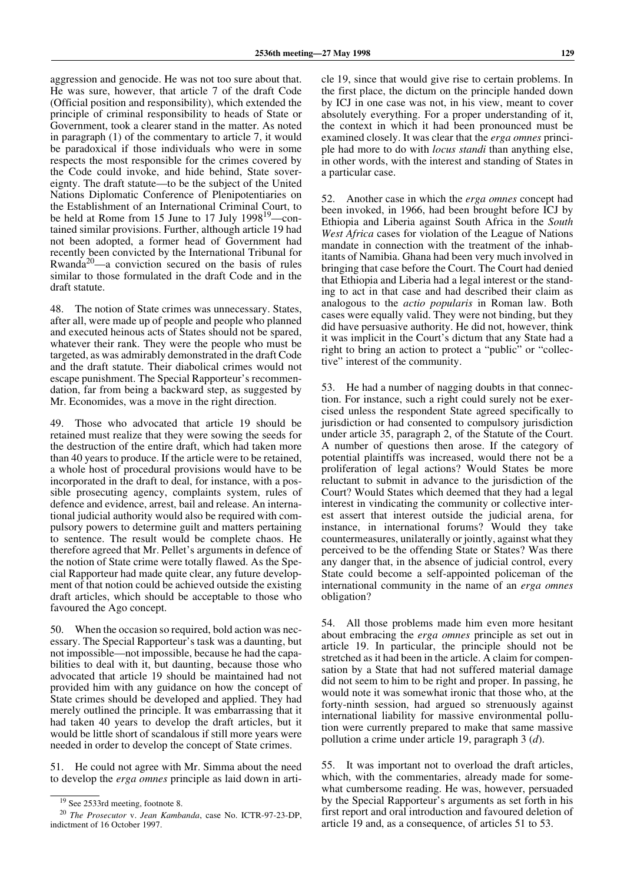aggression and genocide. He was not too sure about that. He was sure, however, that article 7 of the draft Code (Official position and responsibility), which extended the principle of criminal responsibility to heads of State or Government, took a clearer stand in the matter. As noted in paragraph (1) of the commentary to article 7, it would be paradoxical if those individuals who were in some respects the most responsible for the crimes covered by the Code could invoke, and hide behind, State sovereignty. The draft statute—to be the subject of the United Nations Diplomatic Conference of Plenipotentiaries on the Establishment of an International Criminal Court, to be held at Rome from 15 June to 17 July 1998[19]—contained similar provisions. Further, although article 19 had not been adopted, a former head of Government had recently been convicted by the International Tribunal for Rwanda[20]—a conviction secured on the basis of rules similar to those formulated in the draft Code and in the draft statute.

48. The notion of State crimes was unnecessary. States, after all, were made up of people and people who planned and executed heinous acts of States should not be spared, whatever their rank. They were the people who must be targeted, as was admirably demonstrated in the draft Code and the draft statute. Their diabolical crimes would not escape punishment. The Special Rapporteur's recommendation, far from being a backward step, as suggested by Mr. Economides, was a move in the right direction.

49. Those who advocated that article 19 should be retained must realize that they were sowing the seeds for the destruction of the entire draft, which had taken more than 40 years to produce. If the article were to be retained, a whole host of procedural provisions would have to be incorporated in the draft to deal, for instance, with a possible prosecuting agency, complaints system, rules of defence and evidence, arrest, bail and release. An international judicial authority would also be required with compulsory powers to determine guilt and matters pertaining to sentence. The result would be complete chaos. He therefore agreed that Mr. Pellet's arguments in defence of the notion of State crime were totally flawed. As the Special Rapporteur had made quite clear, any future development of that notion could be achieved outside the existing draft articles, which should be acceptable to those who favoured the Ago concept.

50. When the occasion so required, bold action was necessary. The Special Rapporteur's task was a daunting, but not impossible—not impossible, because he had the capabilities to deal with it, but daunting, because those who advocated that article 19 should be maintained had not provided him with any guidance on how the concept of State crimes should be developed and applied. They had merely outlined the principle. It was embarrassing that it had taken 40 years to develop the draft articles, but it would be little short of scandalous if still more years were needed in order to develop the concept of State crimes.

51. He could not agree with Mr. Simma about the need to develop the *erga omnes* principle as laid down in article 19, since that would give rise to certain problems. In the first place, the dictum on the principle handed down by ICJ in one case was not, in his view, meant to cover absolutely everything. For a proper understanding of it, the context in which it had been pronounced must be examined closely. It was clear that the *erga omnes* principle had more to do with *locus standi* than anything else, in other words, with the interest and standing of States in a particular case.

52. Another case in which the *erga omnes* concept had been invoked, in 1966, had been brought before ICJ by Ethiopia and Liberia against South Africa in the *South West Africa* cases for violation of the League of Nations mandate in connection with the treatment of the inhabitants of Namibia. Ghana had been very much involved in bringing that case before the Court. The Court had denied that Ethiopia and Liberia had a legal interest or the standing to act in that case and had described their claim as analogous to the *actio popularis* in Roman law. Both cases were equally valid. They were not binding, but they did have persuasive authority. He did not, however, think it was implicit in the Court's dictum that any State had a right to bring an action to protect a "public" or "collective" interest of the community.

53. He had a number of nagging doubts in that connection. For instance, such a right could surely not be exercised unless the respondent State agreed specifically to jurisdiction or had consented to compulsory jurisdiction under article 35, paragraph 2, of the Statute of the Court. A number of questions then arose. If the category of potential plaintiffs was increased, would there not be a proliferation of legal actions? Would States be more reluctant to submit in advance to the jurisdiction of the Court? Would States which deemed that they had a legal interest in vindicating the community or collective interest assert that interest outside the judicial arena, for instance, in international forums? Would they take countermeasures, unilaterally or jointly, against what they perceived to be the offending State or States? Was there any danger that, in the absence of judicial control, every State could become a self-appointed policeman of the international community in the name of an *erga omnes* obligation?

54. All those problems made him even more hesitant about embracing the *erga omnes* principle as set out in article 19. In particular, the principle should not be stretched as it had been in the article. A claim for compensation by a State that had not suffered material damage did not seem to him to be right and proper. In passing, he would note it was somewhat ironic that those who, at the forty-ninth session, had argued so strenuously against international liability for massive environmental pollution were currently prepared to make that same massive pollution a crime under article 19, paragraph 3 (*d*).

55. It was important not to overload the draft articles, which, with the commentaries, already made for somewhat cumbersome reading. He was, however, persuaded by the Special Rapporteur's arguments as set forth in his first report and oral introduction and favoured deletion of article 19 and, as a consequence, of articles 51 to 53.

---

[19] See 2533rd meeting, footnote 8.

[20] *The Prosecutor* v. *Jean Kambanda*, case No. ICTR-97-23-DP, indictment of 16 October 1997.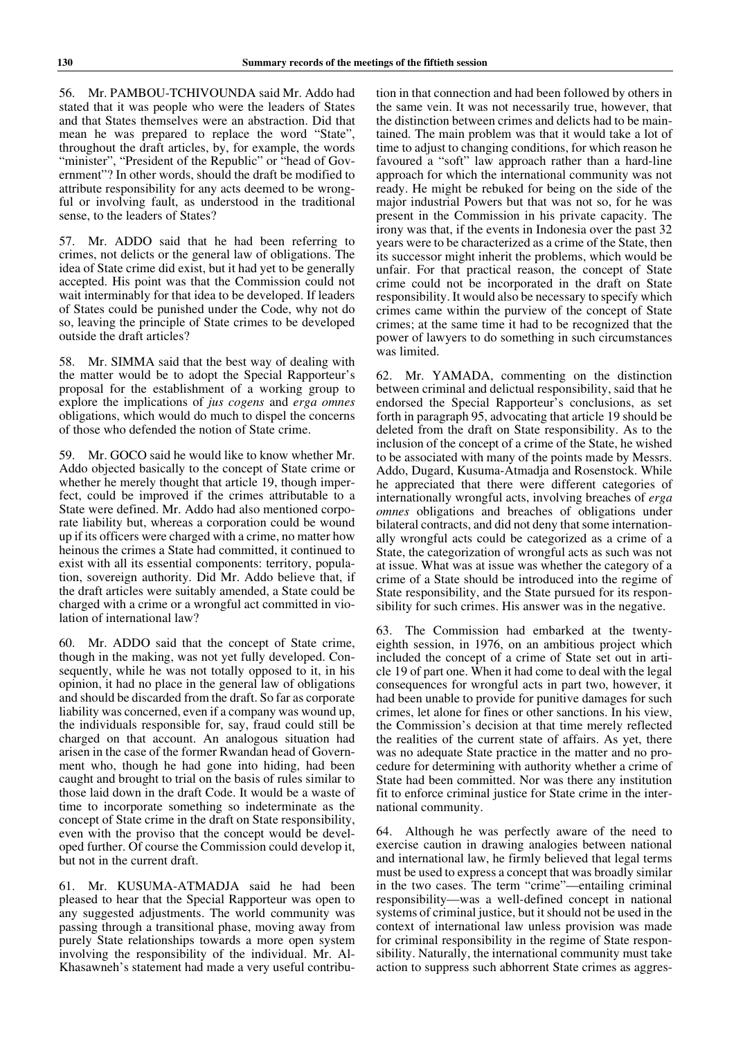56. Mr. PAMBOU-TCHIVOUNDA said Mr. Addo had stated that it was people who were the leaders of States and that States themselves were an abstraction. Did that mean he was prepared to replace the word "State", throughout the draft articles, by, for example, the words "minister", "President of the Republic" or "head of Government"? In other words, should the draft be modified to attribute responsibility for any acts deemed to be wrongful or involving fault, as understood in the traditional sense, to the leaders of States?

57. Mr. ADDO said that he had been referring to crimes, not delicts or the general law of obligations. The idea of State crime did exist, but it had yet to be generally accepted. His point was that the Commission could not wait interminably for that idea to be developed. If leaders of States could be punished under the Code, why not do so, leaving the principle of State crimes to be developed outside the draft articles?

58. Mr. SIMMA said that the best way of dealing with the matter would be to adopt the Special Rapporteur's proposal for the establishment of a working group to explore the implications of *jus cogens* and *erga omnes* obligations, which would do much to dispel the concerns of those who defended the notion of State crime.

59. Mr. GOCO said he would like to know whether Mr. Addo objected basically to the concept of State crime or whether he merely thought that article 19, though imperfect, could be improved if the crimes attributable to a State were defined. Mr. Addo had also mentioned corporate liability but, whereas a corporation could be wound up if its officers were charged with a crime, no matter how heinous the crimes a State had committed, it continued to exist with all its essential components: territory, population, sovereign authority. Did Mr. Addo believe that, if the draft articles were suitably amended, a State could be charged with a crime or a wrongful act committed in violation of international law?

60. Mr. ADDO said that the concept of State crime, though in the making, was not yet fully developed. Consequently, while he was not totally opposed to it, in his opinion, it had no place in the general law of obligations and should be discarded from the draft. So far as corporate liability was concerned, even if a company was wound up, the individuals responsible for, say, fraud could still be charged on that account. An analogous situation had arisen in the case of the former Rwandan head of Government who, though he had gone into hiding, had been caught and brought to trial on the basis of rules similar to those laid down in the draft Code. It would be a waste of time to incorporate something so indeterminate as the concept of State crime in the draft on State responsibility, even with the proviso that the concept would be developed further. Of course the Commission could develop it, but not in the current draft.

61. Mr. KUSUMA-ATMADJA said he had been pleased to hear that the Special Rapporteur was open to any suggested adjustments. The world community was passing through a transitional phase, moving away from purely State relationships towards a more open system involving the responsibility of the individual. Mr. Al-Khasawneh's statement had made a very useful contribution in that connection and had been followed by others in the same vein. It was not necessarily true, however, that the distinction between crimes and delicts had to be maintained. The main problem was that it would take a lot of time to adjust to changing conditions, for which reason he favoured a "soft" law approach rather than a hard-line approach for which the international community was not ready. He might be rebuked for being on the side of the major industrial Powers but that was not so, for he was present in the Commission in his private capacity. The irony was that, if the events in Indonesia over the past 32 years were to be characterized as a crime of the State, then its successor might inherit the problems, which would be unfair. For that practical reason, the concept of State crime could not be incorporated in the draft on State responsibility. It would also be necessary to specify which crimes came within the purview of the concept of State crimes; at the same time it had to be recognized that the power of lawyers to do something in such circumstances was limited.

62. Mr. YAMADA, commenting on the distinction between criminal and delictual responsibility, said that he endorsed the Special Rapporteur's conclusions, as set forth in paragraph 95, advocating that article 19 should be deleted from the draft on State responsibility. As to the inclusion of the concept of a crime of the State, he wished to be associated with many of the points made by Messrs. Addo, Dugard, Kusuma-Atmadja and Rosenstock. While he appreciated that there were different categories of internationally wrongful acts, involving breaches of *erga omnes* obligations and breaches of obligations under bilateral contracts, and did not deny that some internationally wrongful acts could be categorized as a crime of a State, the categorization of wrongful acts as such was not at issue. What was at issue was whether the category of a crime of a State should be introduced into the regime of State responsibility, and the State pursued for its responsibility for such crimes. His answer was in the negative.

63. The Commission had embarked at the twenty-eighth session, in 1976, on an ambitious project which included the concept of a crime of State set out in article 19 of part one. When it had come to deal with the legal consequences for wrongful acts in part two, however, it had been unable to provide for punitive damages for such crimes, let alone for fines or other sanctions. In his view, the Commission's decision at that time merely reflected the realities of the current state of affairs. As yet, there was no adequate State practice in the matter and no procedure for determining with authority whether a crime of State had been committed. Nor was there any institution fit to enforce criminal justice for State crime in the international community.

64. Although he was perfectly aware of the need to exercise caution in drawing analogies between national and international law, he firmly believed that legal terms must be used to express a concept that was broadly similar in the two cases. The term "crime"—entailing criminal responsibility—was a well-defined concept in national systems of criminal justice, but it should not be used in the context of international law unless provision was made for criminal responsibility in the regime of State responsibility. Naturally, the international community must take action to suppress such abhorrent State crimes as aggres-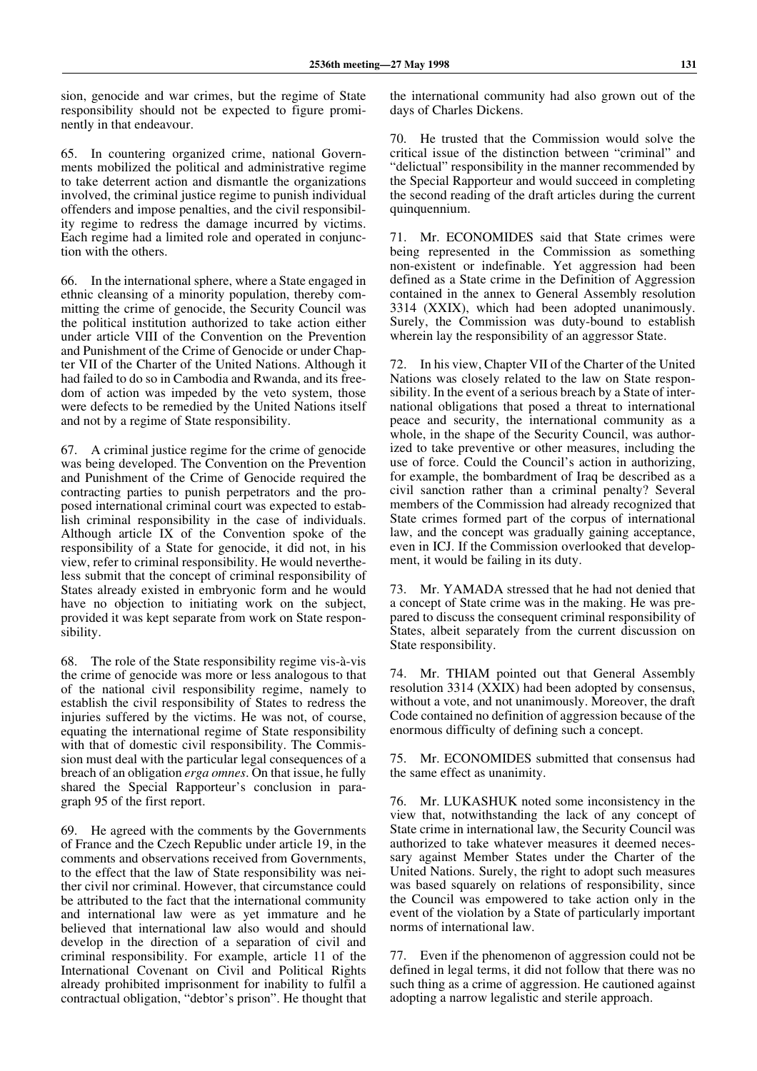sion, genocide and war crimes, but the regime of State responsibility should not be expected to figure prominently in that endeavour.

65. In countering organized crime, national Governments mobilized the political and administrative regime to take deterrent action and dismantle the organizations involved, the criminal justice regime to punish individual offenders and impose penalties, and the civil responsibility regime to redress the damage incurred by victims. Each regime had a limited role and operated in conjunction with the others.

66. In the international sphere, where a State engaged in ethnic cleansing of a minority population, thereby committing the crime of genocide, the Security Council was the political institution authorized to take action either under article VIII of the Convention on the Prevention and Punishment of the Crime of Genocide or under Chapter VII of the Charter of the United Nations. Although it had failed to do so in Cambodia and Rwanda, and its freedom of action was impeded by the veto system, those were defects to be remedied by the United Nations itself and not by a regime of State responsibility.

67. A criminal justice regime for the crime of genocide was being developed. The Convention on the Prevention and Punishment of the Crime of Genocide required the contracting parties to punish perpetrators and the proposed international criminal court was expected to establish criminal responsibility in the case of individuals. Although article IX of the Convention spoke of the responsibility of a State for genocide, it did not, in his view, refer to criminal responsibility. He would nevertheless submit that the concept of criminal responsibility of States already existed in embryonic form and he would have no objection to initiating work on the subject, provided it was kept separate from work on State responsibility.

68. The role of the State responsibility regime vis-à-vis the crime of genocide was more or less analogous to that of the national civil responsibility regime, namely to establish the civil responsibility of States to redress the injuries suffered by the victims. He was not, of course, equating the international regime of State responsibility with that of domestic civil responsibility. The Commission must deal with the particular legal consequences of a breach of an obligation *erga omnes*. On that issue, he fully shared the Special Rapporteur's conclusion in paragraph 95 of the first report.

69. He agreed with the comments by the Governments of France and the Czech Republic under article 19, in the comments and observations received from Governments, to the effect that the law of State responsibility was neither civil nor criminal. However, that circumstance could be attributed to the fact that the international community and international law were as yet immature and he believed that international law also would and should develop in the direction of a separation of civil and criminal responsibility. For example, article 11 of the International Covenant on Civil and Political Rights already prohibited imprisonment for inability to fulfil a contractual obligation, "debtor's prison". He thought that the international community had also grown out of the days of Charles Dickens.

70. He trusted that the Commission would solve the critical issue of the distinction between "criminal" and "delictual" responsibility in the manner recommended by the Special Rapporteur and would succeed in completing the second reading of the draft articles during the current quinquennium.

71. Mr. ECONOMIDES said that State crimes were being represented in the Commission as something non-existent or indefinable. Yet aggression had been defined as a State crime in the Definition of Aggression contained in the annex to General Assembly resolution 3314 (XXIX), which had been adopted unanimously. Surely, the Commission was duty-bound to establish wherein lay the responsibility of an aggressor State.

72. In his view, Chapter VII of the Charter of the United Nations was closely related to the law on State responsibility. In the event of a serious breach by a State of international obligations that posed a threat to international peace and security, the international community as a whole, in the shape of the Security Council, was authorized to take preventive or other measures, including the use of force. Could the Council's action in authorizing, for example, the bombardment of Iraq be described as a civil sanction rather than a criminal penalty? Several members of the Commission had already recognized that State crimes formed part of the corpus of international law, and the concept was gradually gaining acceptance, even in ICJ. If the Commission overlooked that development, it would be failing in its duty.

73. Mr. YAMADA stressed that he had not denied that a concept of State crime was in the making. He was prepared to discuss the consequent criminal responsibility of States, albeit separately from the current discussion on State responsibility.

74. Mr. THIAM pointed out that General Assembly resolution 3314 (XXIX) had been adopted by consensus, without a vote, and not unanimously. Moreover, the draft Code contained no definition of aggression because of the enormous difficulty of defining such a concept.

75. Mr. ECONOMIDES submitted that consensus had the same effect as unanimity.

76. Mr. LUKASHUK noted some inconsistency in the view that, notwithstanding the lack of any concept of State crime in international law, the Security Council was authorized to take whatever measures it deemed necessary against Member States under the Charter of the United Nations. Surely, the right to adopt such measures was based squarely on relations of responsibility, since the Council was empowered to take action only in the event of the violation by a State of particularly important norms of international law.

77. Even if the phenomenon of aggression could not be defined in legal terms, it did not follow that there was no such thing as a crime of aggression. He cautioned against adopting a narrow legalistic and sterile approach.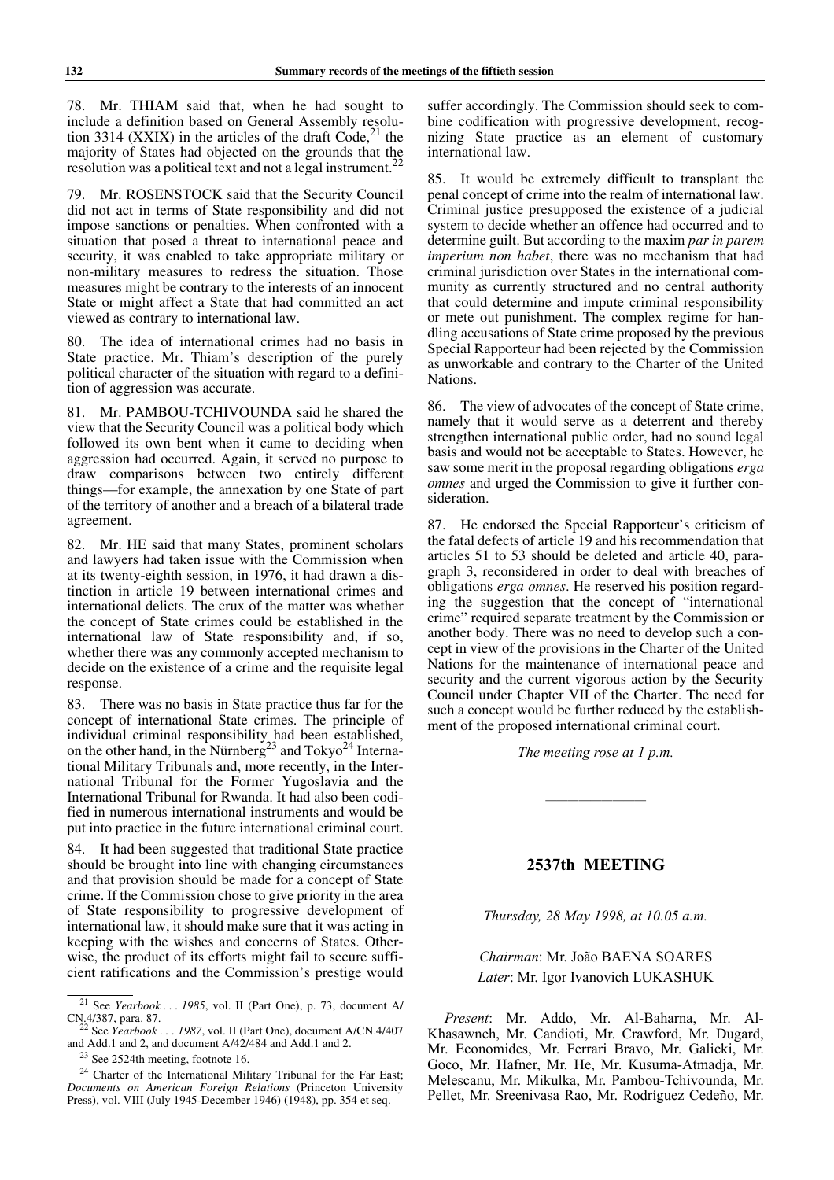78. Mr. THIAM said that, when he had sought to include a definition based on General Assembly resolution 3314 (XXIX) in the articles of the draft Code,[21] the majority of States had objected on the grounds that the resolution was a political text and not a legal instrument.[22]

79. Mr. ROSENSTOCK said that the Security Council did not act in terms of State responsibility and did not impose sanctions or penalties. When confronted with a situation that posed a threat to international peace and security, it was enabled to take appropriate military or non-military measures to redress the situation. Those measures might be contrary to the interests of an innocent State or might affect a State that had committed an act viewed as contrary to international law.

80. The idea of international crimes had no basis in State practice. Mr. Thiam's description of the purely political character of the situation with regard to a definition of aggression was accurate.

81. Mr. PAMBOU-TCHIVOUNDA said he shared the view that the Security Council was a political body which followed its own bent when it came to deciding when aggression had occurred. Again, it served no purpose to draw comparisons between two entirely different things—for example, the annexation by one State of part of the territory of another and a breach of a bilateral trade agreement.

82. Mr. HE said that many States, prominent scholars and lawyers had taken issue with the Commission when at its twenty-eighth session, in 1976, it had drawn a distinction in article 19 between international crimes and international delicts. The crux of the matter was whether the concept of State crimes could be established in the international law of State responsibility and, if so, whether there was any commonly accepted mechanism to decide on the existence of a crime and the requisite legal response.

83. There was no basis in State practice thus far for the concept of international State crimes. The principle of individual criminal responsibility had been established, on the other hand, in the Nürnberg[23] and Tokyo[24] International Military Tribunals and, more recently, in the International Tribunal for the Former Yugoslavia and the International Tribunal for Rwanda. It had also been codified in numerous international instruments and would be put into practice in the future international criminal court.

84. It had been suggested that traditional State practice should be brought into line with changing circumstances and that provision should be made for a concept of State crime. If the Commission chose to give priority in the area of State responsibility to progressive development of international law, it should make sure that it was acting in keeping with the wishes and concerns of States. Otherwise, the product of its efforts might fail to secure sufficient ratifications and the Commission's prestige would suffer accordingly. The Commission should seek to combine codification with progressive development, recognizing State practice as an element of customary international law.

85. It would be extremely difficult to transplant the penal concept of crime into the realm of international law. Criminal justice presupposed the existence of a judicial system to decide whether an offence had occurred and to determine guilt. But according to the maxim *par in parem imperium non habet*, there was no mechanism that had criminal jurisdiction over States in the international community as currently structured and no central authority that could determine and impute criminal responsibility or mete out punishment. The complex regime for handling accusations of State crime proposed by the previous Special Rapporteur had been rejected by the Commission as unworkable and contrary to the Charter of the United Nations.

86. The view of advocates of the concept of State crime, namely that it would serve as a deterrent and thereby strengthen international public order, had no sound legal basis and would not be acceptable to States. However, he saw some merit in the proposal regarding obligations *erga omnes* and urged the Commission to give it further consideration.

87. He endorsed the Special Rapporteur's criticism of the fatal defects of article 19 and his recommendation that articles 51 to 53 should be deleted and article 40, paragraph 3, reconsidered in order to deal with breaches of obligations *erga omnes*. He reserved his position regarding the suggestion that the concept of "international crime" required separate treatment by the Commission or another body. There was no need to develop such a concept in view of the provisions in the Charter of the United Nations for the maintenance of international peace and security and the current vigorous action by the Security Council under Chapter VII of the Charter. The need for such a concept would be further reduced by the establishment of the proposed international criminal court.

*The meeting rose at 1 p.m.*

---

## 2537th MEETING

*Thursday, 28 May 1998, at 10.05 a.m.*

*Chairman*: Mr. João BAENA SOARES
*Later*: Mr. Igor Ivanovich LUKASHUK

*Present*: Mr. Addo, Mr. Al-Baharna, Mr. Al-Khasawneh, Mr. Candioti, Mr. Crawford, Mr. Dugard, Mr. Economides, Mr. Ferrari Bravo, Mr. Galicki, Mr. Goco, Mr. Hafner, Mr. He, Mr. Kusuma-Atmadja, Mr. Melescanu, Mr. Mikulka, Mr. Pambou-Tchivounda, Mr. Pellet, Mr. Sreenivasa Rao, Mr. Rodríguez Cedeño, Mr.

---

[21] See *Yearbook . . . 1985*, vol. II (Part One), p. 73, document A/CN.4/387, para. 87.

[22] See *Yearbook . . . 1987*, vol. II (Part One), document A/CN.4/407 and Add.1 and 2, and document A/42/484 and Add.1 and 2.

[23] See 2524th meeting, footnote 16.

[24] Charter of the International Military Tribunal for the Far East; *Documents on American Foreign Relations* (Princeton University Press), vol. VIII (July 1945-December 1946) (1948), pp. 354 et seq.